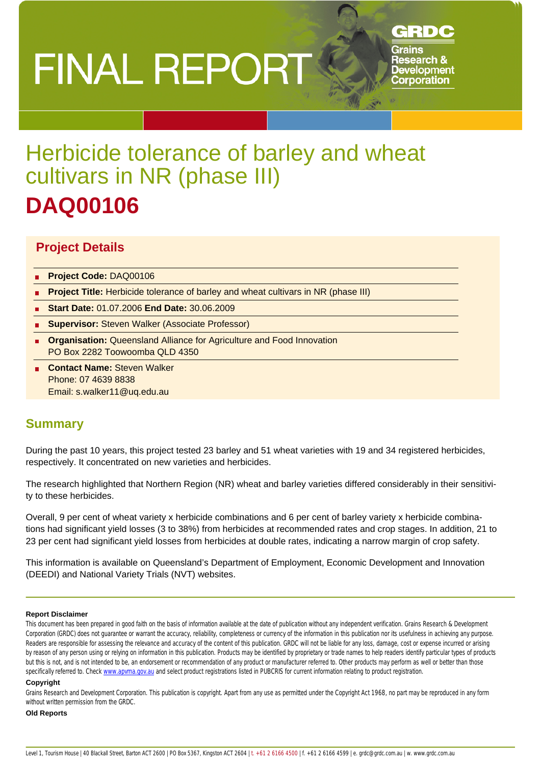# FINAL REPORT

# Herbicide tolerance of barley and wheat cultivars in NR (phase III)

# DAQ00106

## Project Details

- **Project Code:** DAQ00106
- **Project Title:** Herbicide tolerance of barley and wheat cultivars in NR (phase III)
- **Start Date:** 01.07.2006 **End Date:** 30.06.2009
- **Supervisor:** Steven Walker (Associate Professor)
- **Organisation:** Queensland Alliance for Agriculture and Food Innovation
  PO Box 2282 Toowoomba QLD 4350
- **Contact Name:** Steven Walker
  Phone: 07 4639 8838
  Email: s.walker11@uq.edu.au

## Summary

During the past 10 years, this project tested 23 barley and 51 wheat varieties with 19 and 34 registered herbicides, respectively. It concentrated on new varieties and herbicides.

The research highlighted that Northern Region (NR) wheat and barley varieties differed considerably in their sensitivity to these herbicides.

Overall, 9 per cent of wheat variety x herbicide combinations and 6 per cent of barley variety x herbicide combinations had significant yield losses (3 to 38%) from herbicides at recommended rates and crop stages. In addition, 21 to 23 per cent had significant yield losses from herbicides at double rates, indicating a narrow margin of crop safety.

This information is available on Queensland's Department of Employment, Economic Development and Innovation (DEEDI) and National Variety Trials (NVT) websites.

**Report Disclaimer**

This document has been prepared in good faith on the basis of information available at the date of publication without any independent verification. Grains Research & Development Corporation (GRDC) does not guarantee or warrant the accuracy, reliability, completeness or currency of the information in this publication nor its usefulness in achieving any purpose. Readers are responsible for assessing the relevance and accuracy of the content of this publication. GRDC will not be liable for any loss, damage, cost or expense incurred or arising by reason of any person using or relying on information in this publication. Products may be identified by proprietary or trade names to help readers identify particular types of products but this is not, and is not intended to be, an endorsement or recommendation of any product or manufacturer referred to. Other products may perform as well or better than those specifically referred to. Check www.apvma.gov.au and select product registrations listed in PUBCRIS for current information relating to product registration.

**Copyright**

Grains Research and Development Corporation. This publication is copyright. Apart from any use as permitted under the Copyright Act 1968, no part may be reproduced in any form without written permission from the GRDC.

**Old Reports**

Level 1, Tourism House | 40 Blackall Street, Barton ACT 2600 | PO Box 5367, Kingston ACT 2604 | t. +61 2 6166 4500 | f. +61 2 6166 4599 | e. grdc@grdc.com.au | w. www.grdc.com.au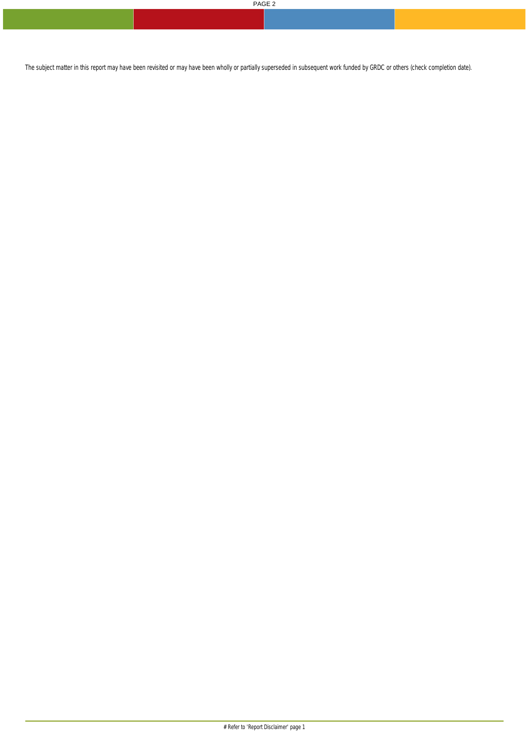The subject matter in this report may have been revisited or may have been wholly or partially superseded in subsequent work funded by GRDC or others (check completion date).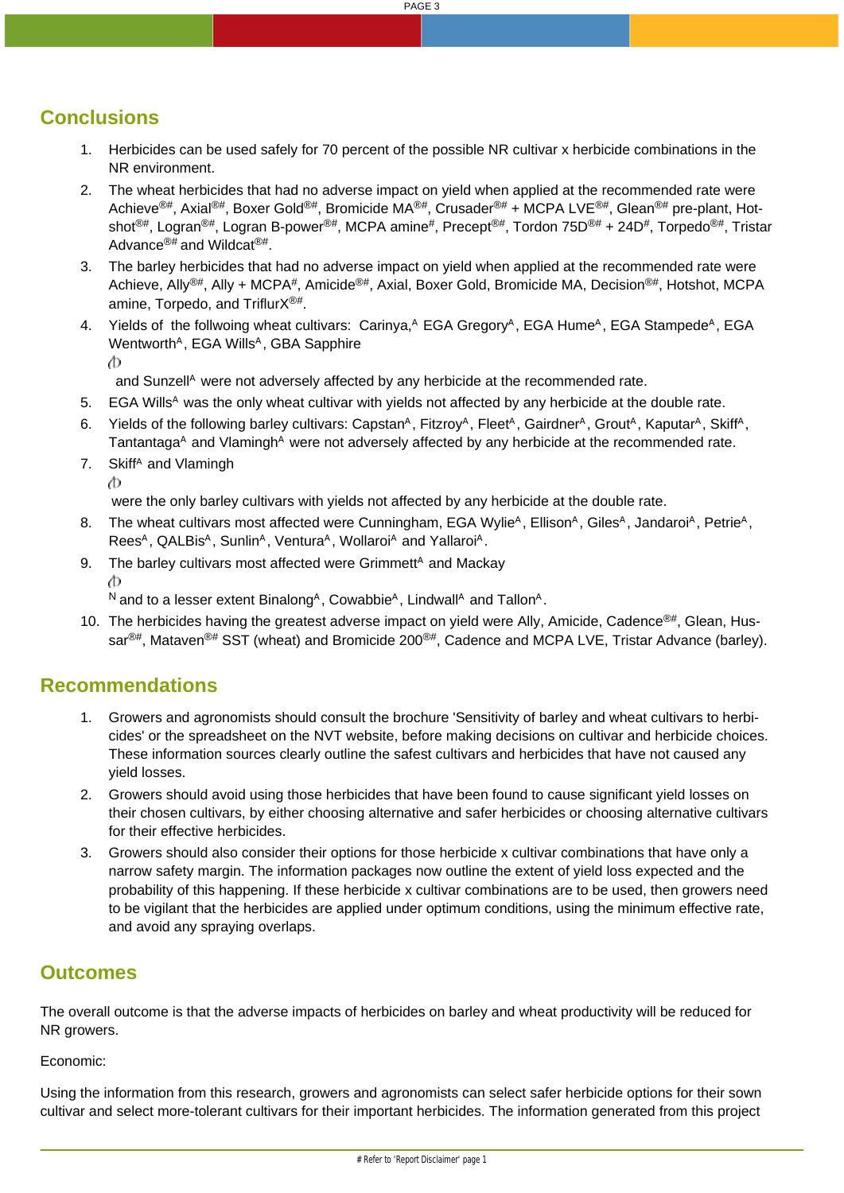## Conclusions

1. Herbicides can be used safely for 70 percent of the possible NR cultivar x herbicide combinations in the NR environment.
2. The wheat herbicides that had no adverse impact on yield when applied at the recommended rate were Achieve®#, Axial®#, Boxer Gold®#, Bromicide MA®#, Crusader®# + MCPA LVE®#, Glean®# pre-plant, Hot-shot®#, Logran®#, Logran B-power®#, MCPA amine#, Precept®#, Tordon 75D®# + 24D#, Torpedo®#, Tristar Advance®# and Wildcat®#.
3. The barley herbicides that had no adverse impact on yield when applied at the recommended rate were Achieve, Ally®#, Ally + MCPA#, Amicide®#, Axial, Boxer Gold, Bromicide MA, Decision®#, Hotshot, MCPA amine, Torpedo, and TriflurX®#.
4. Yields of the follwoing wheat cultivars: Carinya,A EGA GregoryA, EGA HumeA, EGA StampedeA, EGA WentworthA, EGA WillsA, GBA Sapphire

   and SunzellA were not adversely affected by any herbicide at the recommended rate.
5. EGA WillsA was the only wheat cultivar with yields not affected by any herbicide at the double rate.
6. Yields of the following barley cultivars: CapstanA, FitzroyA, FleetA, GairdnerA, GroutA, KaputarA, SkiffA, TantantagaA and VlaminghA were not adversely affected by any herbicide at the recommended rate.
7. SkiffA and Vlamingh

   were the only barley cultivars with yields not affected by any herbicide at the double rate.
8. The wheat cultivars most affected were Cunningham, EGA WylieA, EllisonA, GilesA, JandaroiA, PetrieA, ReesA, QALBisA, SunlinA, VenturaA, WollaroiA and YallaroiA.
9. The barley cultivars most affected were GrimmettA and Mackay

   N and to a lesser extent BinalongA, CowabbieA, LindwallA and TallonA.
10. The herbicides having the greatest adverse impact on yield were Ally, Amicide, Cadence®#, Glean, Hussar®#, Mataven®# SST (wheat) and Bromicide 200®#, Cadence and MCPA LVE, Tristar Advance (barley).

## Recommendations

1. Growers and agronomists should consult the brochure 'Sensitivity of barley and wheat cultivars to herbicides' or the spreadsheet on the NVT website, before making decisions on cultivar and herbicide choices. These information sources clearly outline the safest cultivars and herbicides that have not caused any yield losses.
2. Growers should avoid using those herbicides that have been found to cause significant yield losses on their chosen cultivars, by either choosing alternative and safer herbicides or choosing alternative cultivars for their effective herbicides.
3. Growers should also consider their options for those herbicide x cultivar combinations that have only a narrow safety margin. The information packages now outline the extent of yield loss expected and the probability of this happening. If these herbicide x cultivar combinations are to be used, then growers need to be vigilant that the herbicides are applied under optimum conditions, using the minimum effective rate, and avoid any spraying overlaps.

## Outcomes

The overall outcome is that the adverse impacts of herbicides on barley and wheat productivity will be reduced for NR growers.

Economic:

Using the information from this research, growers and agronomists can select safer herbicide options for their sown cultivar and select more-tolerant cultivars for their important herbicides. The information generated from this project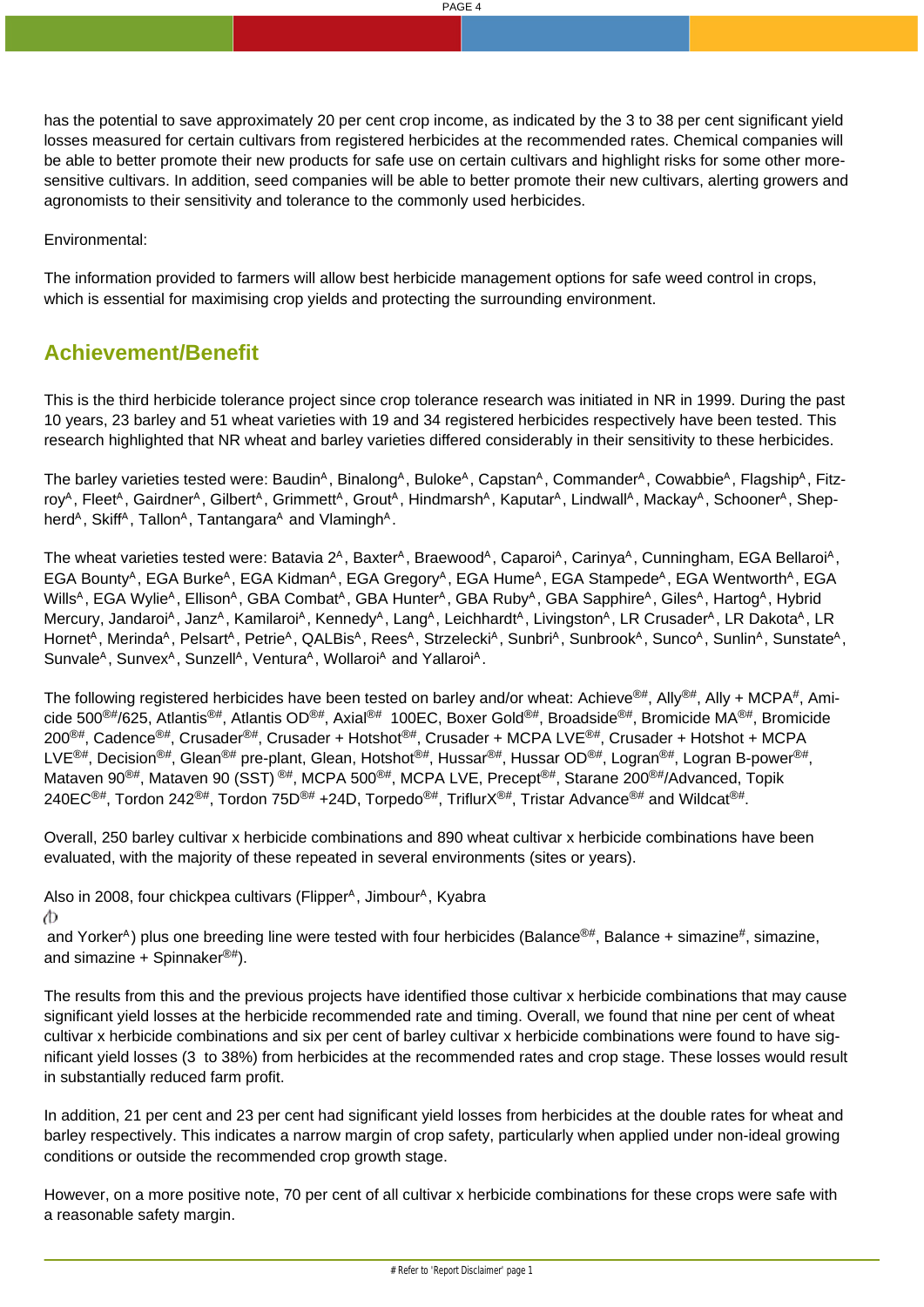has the potential to save approximately 20 per cent crop income, as indicated by the 3 to 38 per cent significant yield losses measured for certain cultivars from registered herbicides at the recommended rates. Chemical companies will be able to better promote their new products for safe use on certain cultivars and highlight risks for some other more-sensitive cultivars. In addition, seed companies will be able to better promote their new cultivars, alerting growers and agronomists to their sensitivity and tolerance to the commonly used herbicides.

Environmental:

The information provided to farmers will allow best herbicide management options for safe weed control in crops, which is essential for maximising crop yields and protecting the surrounding environment.

## Achievement/Benefit

This is the third herbicide tolerance project since crop tolerance research was initiated in NR in 1999. During the past 10 years, 23 barley and 51 wheat varieties with 19 and 34 registered herbicides respectively have been tested. This research highlighted that NR wheat and barley varieties differed considerably in their sensitivity to these herbicides.

The barley varieties tested were: Baudin[A], Binalong[A], Buloke[A], Capstan[A], Commander[A], Cowabbie[A], Flagship[A], Fitzroy[A], Fleet[A], Gairdner[A], Gilbert[A], Grimmett[A], Grout[A], Hindmarsh[A], Kaputar[A], Lindwall[A], Mackay[A], Schooner[A], Shepherd[A], Skiff[A], Tallon[A], Tantangara[A] and Vlamingh[A].

The wheat varieties tested were: Batavia 2[A], Baxter[A], Braewood[A], Caparoi[A], Carinya[A], Cunningham, EGA Bellaroi[A], EGA Bounty[A], EGA Burke[A], EGA Kidman[A], EGA Gregory[A], EGA Hume[A], EGA Stampede[A], EGA Wentworth[A], EGA Wills[A], EGA Wylie[A], Ellison[A], GBA Combat[A], GBA Hunter[A], GBA Ruby[A], GBA Sapphire[A], Giles[A], Hartog[A], Hybrid Mercury, Jandaroi[A], Janz[A], Kamilaroi[A], Kennedy[A], Lang[A], Leichhardt[A], Livingston[A], LR Crusader[A], LR Dakota[A], LR Hornet[A], Merinda[A], Pelsart[A], Petrie[A], QALBis[A], Rees[A], Strzelecki[A], Sunbri[A], Sunbrook[A], Sunco[A], Sunlin[A], Sunstate[A], Sunvale[A], Sunvex[A], Sunzell[A], Ventura[A], Wollaroi[A] and Yallaroi[A].

The following registered herbicides have been tested on barley and/or wheat: Achieve®#, Ally®#, Ally + MCPA#, Amicide 500®#/625, Atlantis®#, Atlantis OD®#, Axial®# 100EC, Boxer Gold®#, Broadside®#, Bromicide MA®#, Bromicide 200®#, Cadence®#, Crusader®#, Crusader + Hotshot®#, Crusader + MCPA LVE®#, Crusader + Hotshot + MCPA LVE®#, Decision®#, Glean®# pre-plant, Glean, Hotshot®#, Hussar®#, Hussar OD®#, Logran®#, Logran B-power®#, Mataven 90®#, Mataven 90 (SST) ®#, MCPA 500®#, MCPA LVE, Precept®#, Starane 200®#/Advanced, Topik 240EC®#, Tordon 242®#, Tordon 75D®# +24D, Torpedo®#, TriflurX®#, Tristar Advance®# and Wildcat®#.

Overall, 250 barley cultivar x herbicide combinations and 890 wheat cultivar x herbicide combinations have been evaluated, with the majority of these repeated in several environments (sites or years).

Also in 2008, four chickpea cultivars (Flipper[A], Jimbour[A], Kyabra and Yorker[A]) plus one breeding line were tested with four herbicides (Balance®#, Balance + simazine#, simazine, and simazine + Spinnaker®#).

The results from this and the previous projects have identified those cultivar x herbicide combinations that may cause significant yield losses at the herbicide recommended rate and timing. Overall, we found that nine per cent of wheat cultivar x herbicide combinations and six per cent of barley cultivar x herbicide combinations were found to have significant yield losses (3 to 38%) from herbicides at the recommended rates and crop stage. These losses would result in substantially reduced farm profit.

In addition, 21 per cent and 23 per cent had significant yield losses from herbicides at the double rates for wheat and barley respectively. This indicates a narrow margin of crop safety, particularly when applied under non-ideal growing conditions or outside the recommended crop growth stage.

However, on a more positive note, 70 per cent of all cultivar x herbicide combinations for these crops were safe with a reasonable safety margin.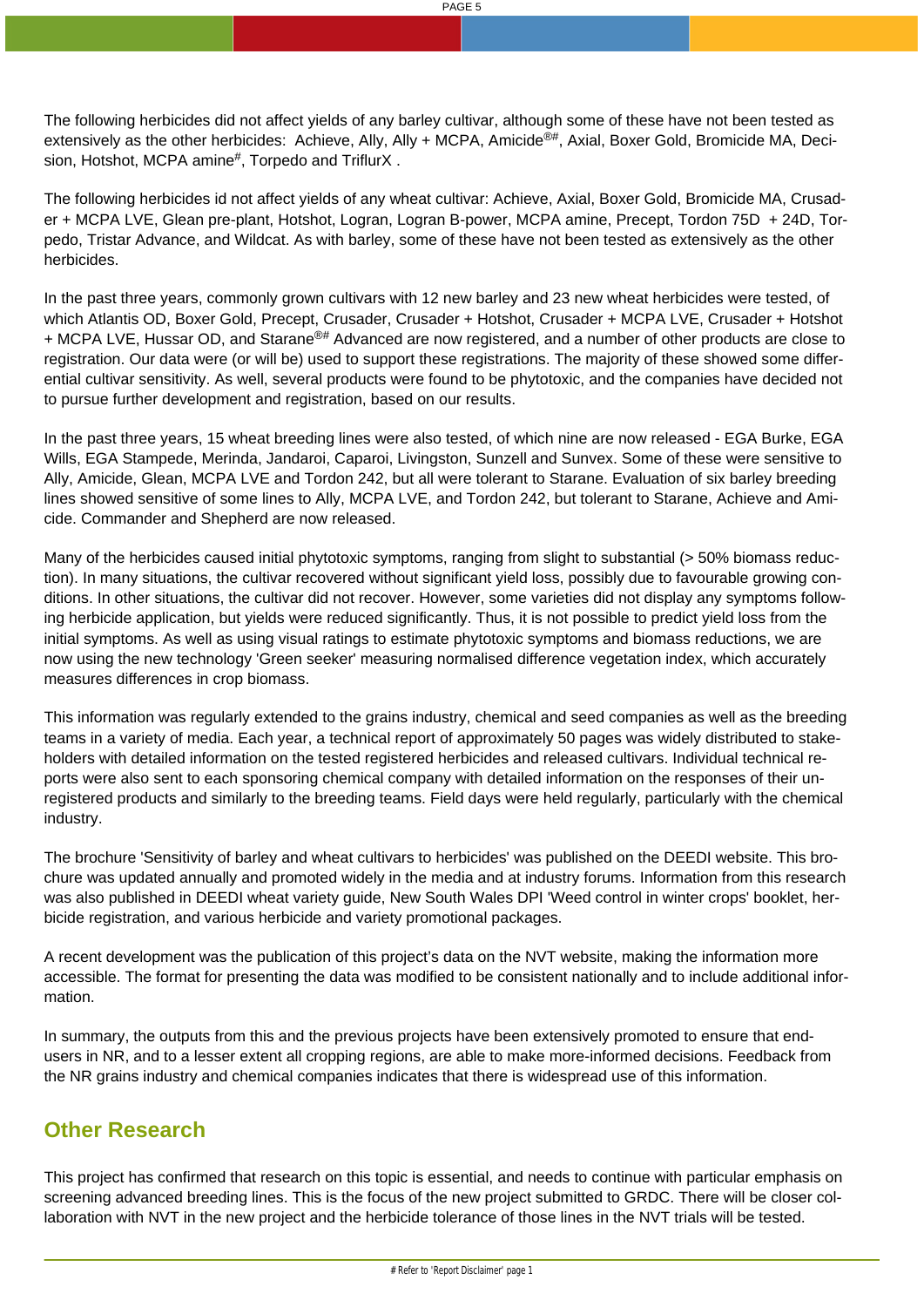The following herbicides did not affect yields of any barley cultivar, although some of these have not been tested as extensively as the other herbicides: Achieve, Ally, Ally + MCPA, Amicide®#, Axial, Boxer Gold, Bromicide MA, Decision, Hotshot, MCPA amine#, Torpedo and TriflurX .

The following herbicides id not affect yields of any wheat cultivar: Achieve, Axial, Boxer Gold, Bromicide MA, Crusader + MCPA LVE, Glean pre-plant, Hotshot, Logran, Logran B-power, MCPA amine, Precept, Tordon 75D + 24D, Torpedo, Tristar Advance, and Wildcat. As with barley, some of these have not been tested as extensively as the other herbicides.

In the past three years, commonly grown cultivars with 12 new barley and 23 new wheat herbicides were tested, of which Atlantis OD, Boxer Gold, Precept, Crusader, Crusader + Hotshot, Crusader + MCPA LVE, Crusader + Hotshot + MCPA LVE, Hussar OD, and Starane®# Advanced are now registered, and a number of other products are close to registration. Our data were (or will be) used to support these registrations. The majority of these showed some differential cultivar sensitivity. As well, several products were found to be phytotoxic, and the companies have decided not to pursue further development and registration, based on our results.

In the past three years, 15 wheat breeding lines were also tested, of which nine are now released - EGA Burke, EGA Wills, EGA Stampede, Merinda, Jandaroi, Caparoi, Livingston, Sunzell and Sunvex. Some of these were sensitive to Ally, Amicide, Glean, MCPA LVE and Tordon 242, but all were tolerant to Starane. Evaluation of six barley breeding lines showed sensitive of some lines to Ally, MCPA LVE, and Tordon 242, but tolerant to Starane, Achieve and Amicide. Commander and Shepherd are now released.

Many of the herbicides caused initial phytotoxic symptoms, ranging from slight to substantial (> 50% biomass reduction). In many situations, the cultivar recovered without significant yield loss, possibly due to favourable growing conditions. In other situations, the cultivar did not recover. However, some varieties did not display any symptoms following herbicide application, but yields were reduced significantly. Thus, it is not possible to predict yield loss from the initial symptoms. As well as using visual ratings to estimate phytotoxic symptoms and biomass reductions, we are now using the new technology 'Green seeker' measuring normalised difference vegetation index, which accurately measures differences in crop biomass.

This information was regularly extended to the grains industry, chemical and seed companies as well as the breeding teams in a variety of media. Each year, a technical report of approximately 50 pages was widely distributed to stakeholders with detailed information on the tested registered herbicides and released cultivars. Individual technical reports were also sent to each sponsoring chemical company with detailed information on the responses of their unregistered products and similarly to the breeding teams. Field days were held regularly, particularly with the chemical industry.

The brochure 'Sensitivity of barley and wheat cultivars to herbicides' was published on the DEEDI website. This brochure was updated annually and promoted widely in the media and at industry forums. Information from this research was also published in DEEDI wheat variety guide, New South Wales DPI 'Weed control in winter crops' booklet, herbicide registration, and various herbicide and variety promotional packages.

A recent development was the publication of this project's data on the NVT website, making the information more accessible. The format for presenting the data was modified to be consistent nationally and to include additional information.

In summary, the outputs from this and the previous projects have been extensively promoted to ensure that end-users in NR, and to a lesser extent all cropping regions, are able to make more-informed decisions. Feedback from the NR grains industry and chemical companies indicates that there is widespread use of this information.

## Other Research

This project has confirmed that research on this topic is essential, and needs to continue with particular emphasis on screening advanced breeding lines. This is the focus of the new project submitted to GRDC. There will be closer collaboration with NVT in the new project and the herbicide tolerance of those lines in the NVT trials will be tested.

# Refer to 'Report Disclaimer' page 1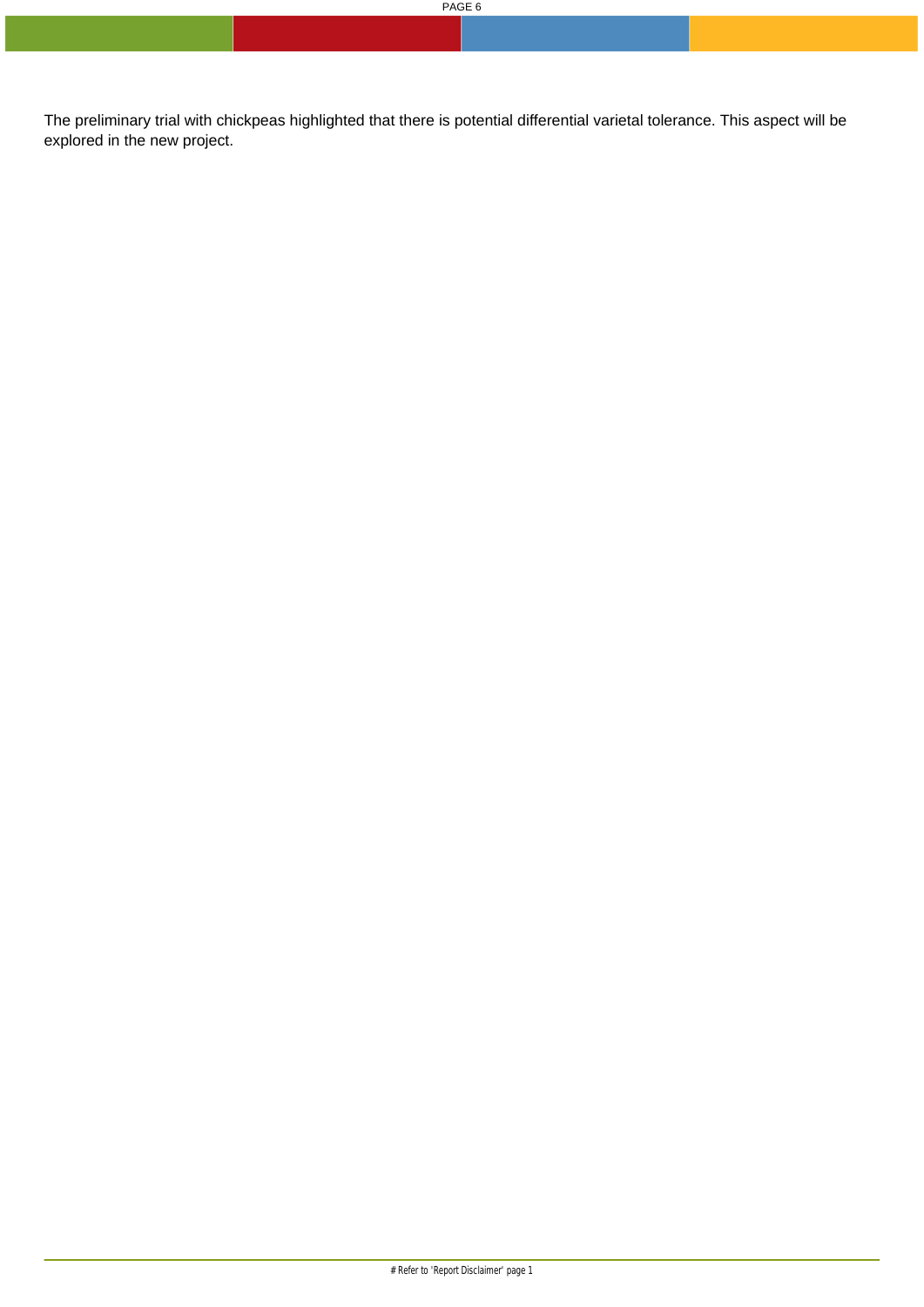The preliminary trial with chickpeas highlighted that there is potential differential varietal tolerance. This aspect will be explored in the new project.